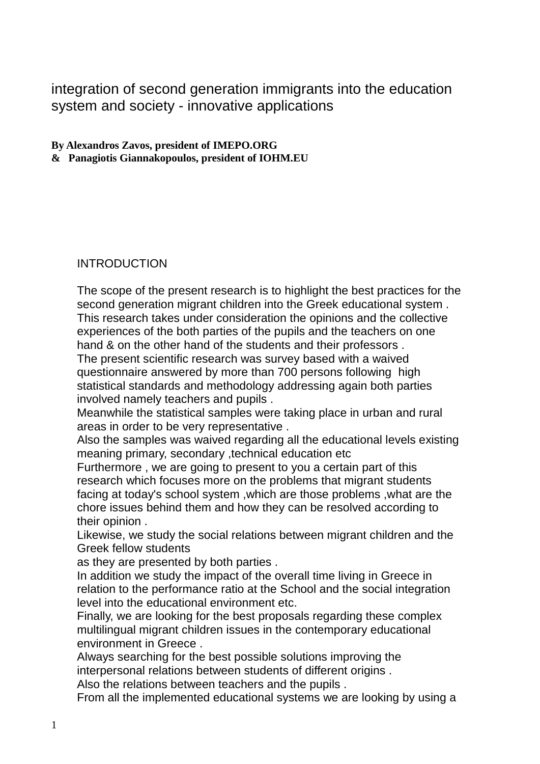# integration of second generation immigrants into the education system and society - innovative applications

**By Alexandros Zavos, president of IMEPO.ORG**
**& Panagiotis Giannakopoulos, president of IOHM.EU**

## INTRODUCTION

The scope of the present research is to highlight the best practices for the second generation migrant children into the Greek educational system .
This research takes under consideration the opinions and the collective experiences of the both parties of the pupils and the teachers on one hand & on the other hand of the students and their professors .
The present scientific research was survey based with a waived questionnaire answered by more than 700 persons following high statistical standards and methodology addressing again both parties involved namely teachers and pupils .
Meanwhile the statistical samples were taking place in urban and rural areas in order to be very representative .
Also the samples was waived regarding all the educational levels existing meaning primary, secondary ,technical education etc
Furthermore , we are going to present to you a certain part of this research which focuses more on the problems that migrant students facing at today's school system ,which are those problems ,what are the chore issues behind them and how they can be resolved according to their opinion .
Likewise, we study the social relations between migrant children and the Greek fellow students
as they are presented by both parties .
In addition we study the impact of the overall time living in Greece in relation to the performance ratio at the School and the social integration level into the educational environment etc.
Finally, we are looking for the best proposals regarding these complex multilingual migrant children issues in the contemporary educational environment in Greece .
Always searching for the best possible solutions improving the interpersonal relations between students of different origins .
Also the relations between teachers and the pupils .
From all the implemented educational systems we are looking by using a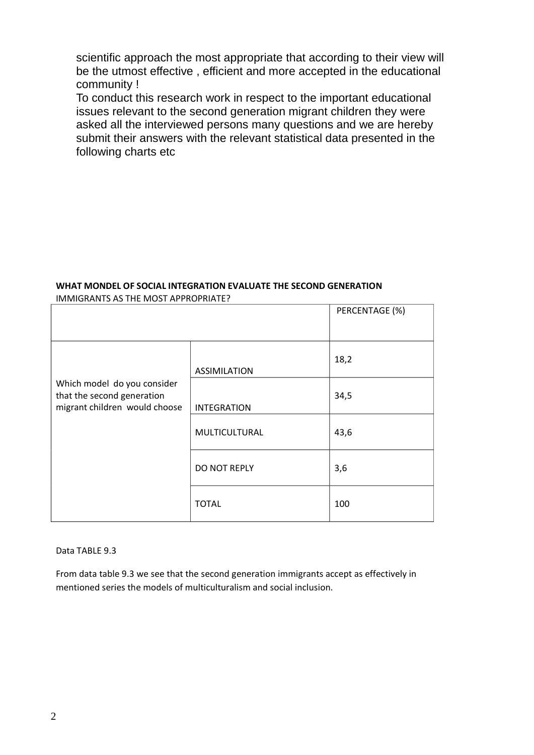scientific approach the most appropriate that according to their view will be the utmost effective , efficient and more accepted in the educational community !

To conduct this research work in respect to the important educational issues relevant to the second generation migrant children they were asked all the interviewed persons many questions and we are hereby submit their answers with the relevant statistical data presented in the following charts etc

**WHAT MONDEL OF SOCIAL INTEGRATION EVALUATE THE SECOND GENERATION** IMMIGRANTS AS THE MOST APPROPRIATE?

| | | PERCENTAGE (%) |
|---|---|---|
| Which model do you consider that the second generation migrant children would choose | ASSIMILATION | 18,2 |
| | INTEGRATION | 34,5 |
| | MULTICULTURAL | 43,6 |
| | DO NOT REPLY | 3,6 |
| | TOTAL | 100 |

Data TABLE 9.3

From data table 9.3 we see that the second generation immigrants accept as effectively in mentioned series the models of multiculturalism and social inclusion.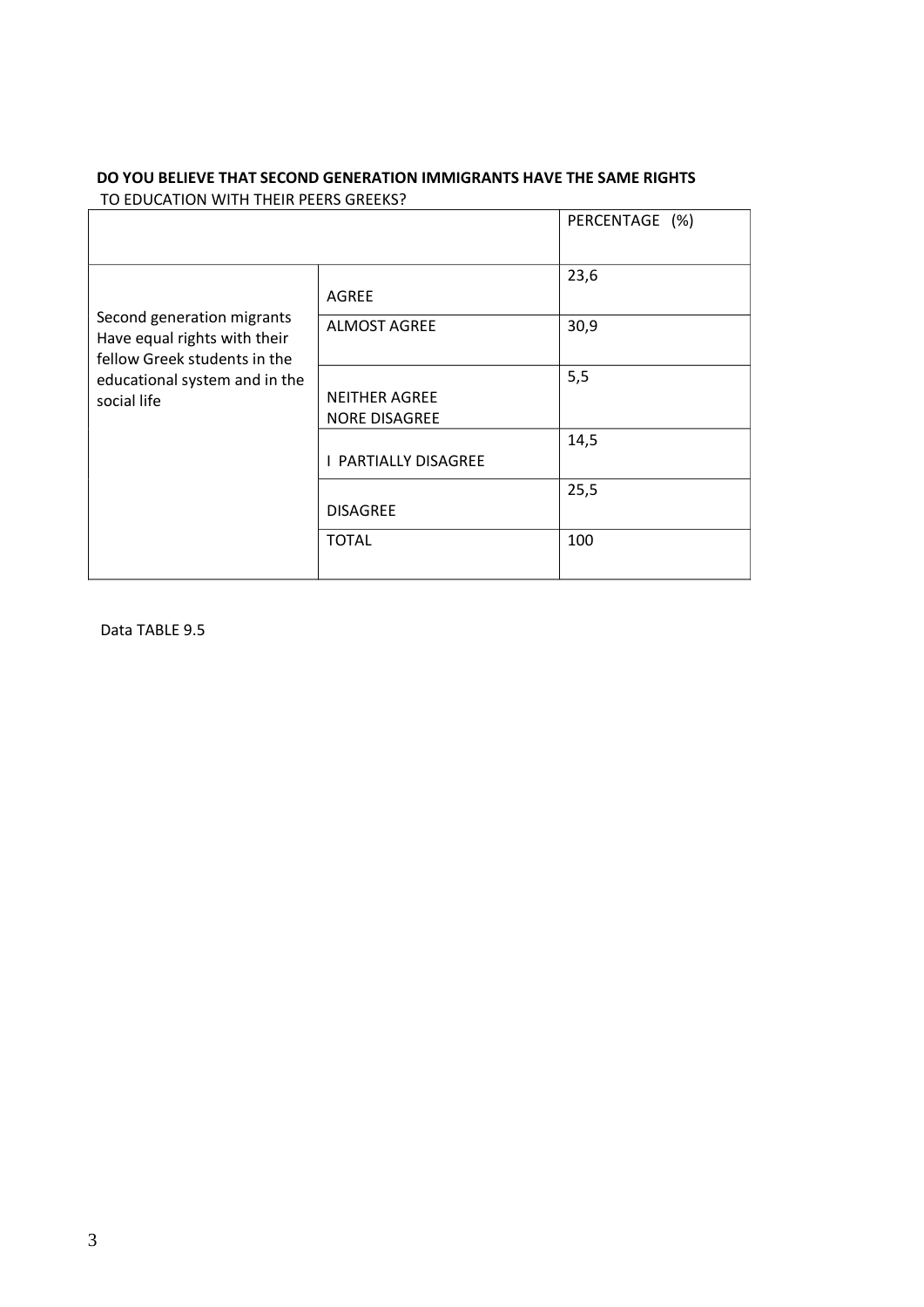**DO YOU BELIEVE THAT SECOND GENERATION IMMIGRANTS HAVE THE SAME RIGHTS** TO EDUCATION WITH THEIR PEERS GREEKS?

| | | PERCENTAGE (%) |
|---|---|---|
| Second generation migrants Have equal rights with their fellow Greek students in the educational system and in the social life | AGREE | 23,6 |
| | ALMOST AGREE | 30,9 |
| | NEITHER AGREE NORE DISAGREE | 5,5 |
| | I PARTIALLY DISAGREE | 14,5 |
| | DISAGREE | 25,5 |
| | TOTAL | 100 |

Data TABLE 9.5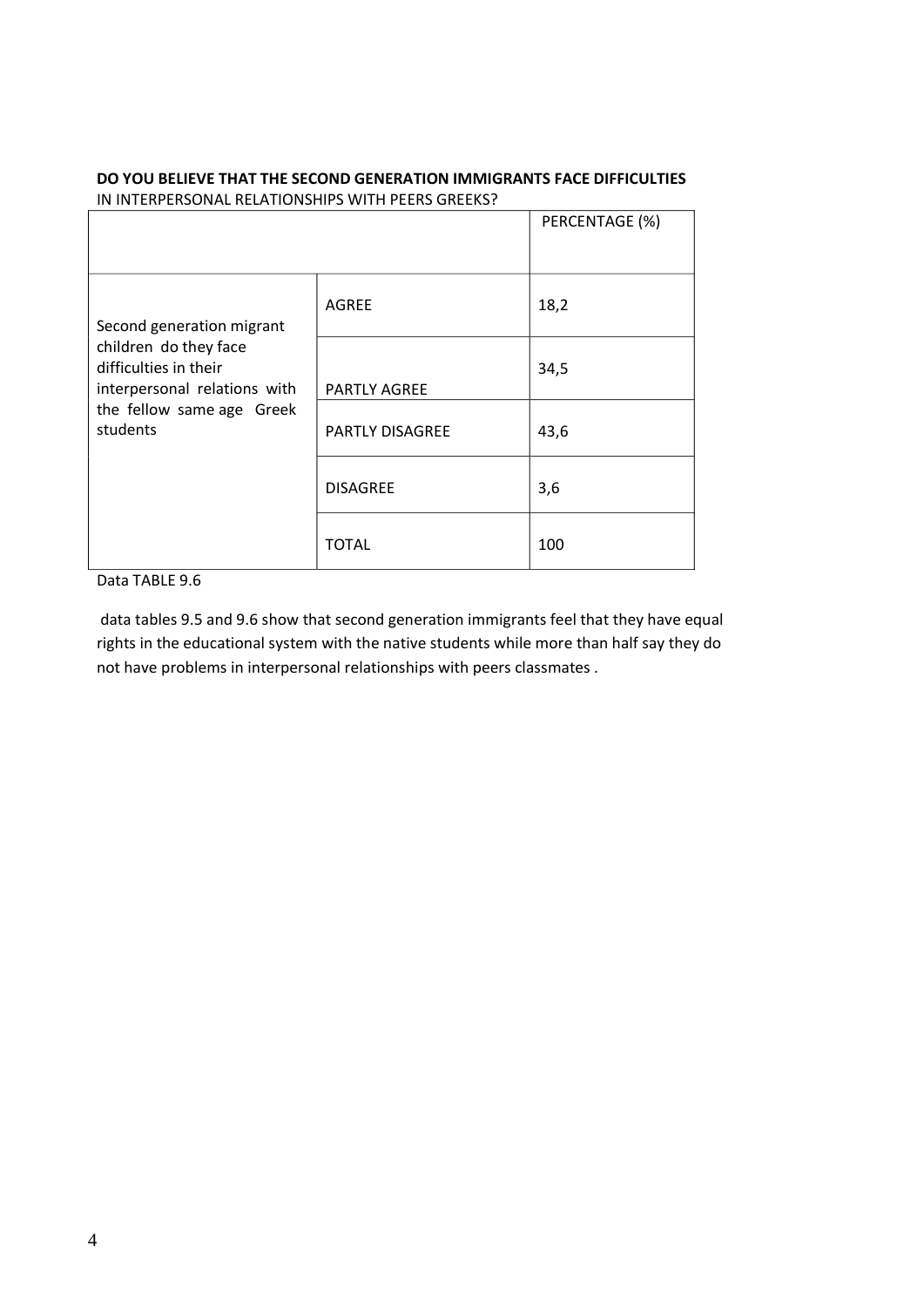**DO YOU BELIEVE THAT THE SECOND GENERATION IMMIGRANTS FACE DIFFICULTIES** IN INTERPERSONAL RELATIONSHIPS WITH PEERS GREEKS?

| | | PERCENTAGE (%) |
|---|---|---|
| Second generation migrant children do they face difficulties in their interpersonal relations with the fellow same age Greek students | AGREE | 18,2 |
| | PARTLY AGREE | 34,5 |
| | PARTLY DISAGREE | 43,6 |
| | DISAGREE | 3,6 |
| | TOTAL | 100 |

Data TABLE 9.6

data tables 9.5 and 9.6 show that second generation immigrants feel that they have equal rights in the educational system with the native students while more than half say they do not have problems in interpersonal relationships with peers classmates .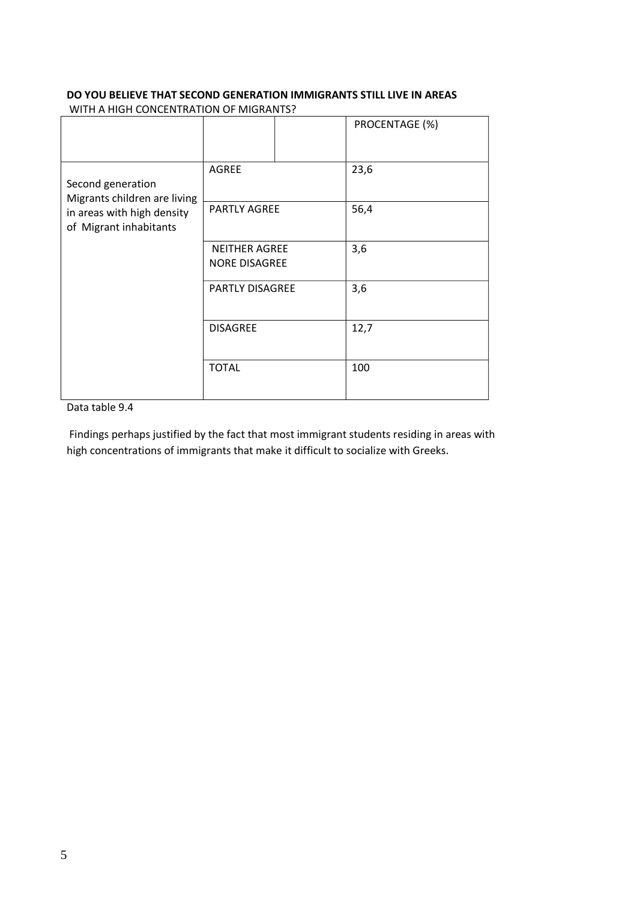**DO YOU BELIEVE THAT SECOND GENERATION IMMIGRANTS STILL LIVE IN AREAS** WITH A HIGH CONCENTRATION OF MIGRANTS?

| | | | PROCENTAGE (%) |
|---|---|---|---|
| Second generation Migrants children are living in areas with high density of Migrant inhabitants | AGREE | | 23,6 |
| | PARTLY AGREE | | 56,4 |
| | NEITHER AGREE NORE DISAGREE | | 3,6 |
| | PARTLY DISAGREE | | 3,6 |
| | DISAGREE | | 12,7 |
| | TOTAL | | 100 |

Data table 9.4

Findings perhaps justified by the fact that most immigrant students residing in areas with high concentrations of immigrants that make it difficult to socialize with Greeks.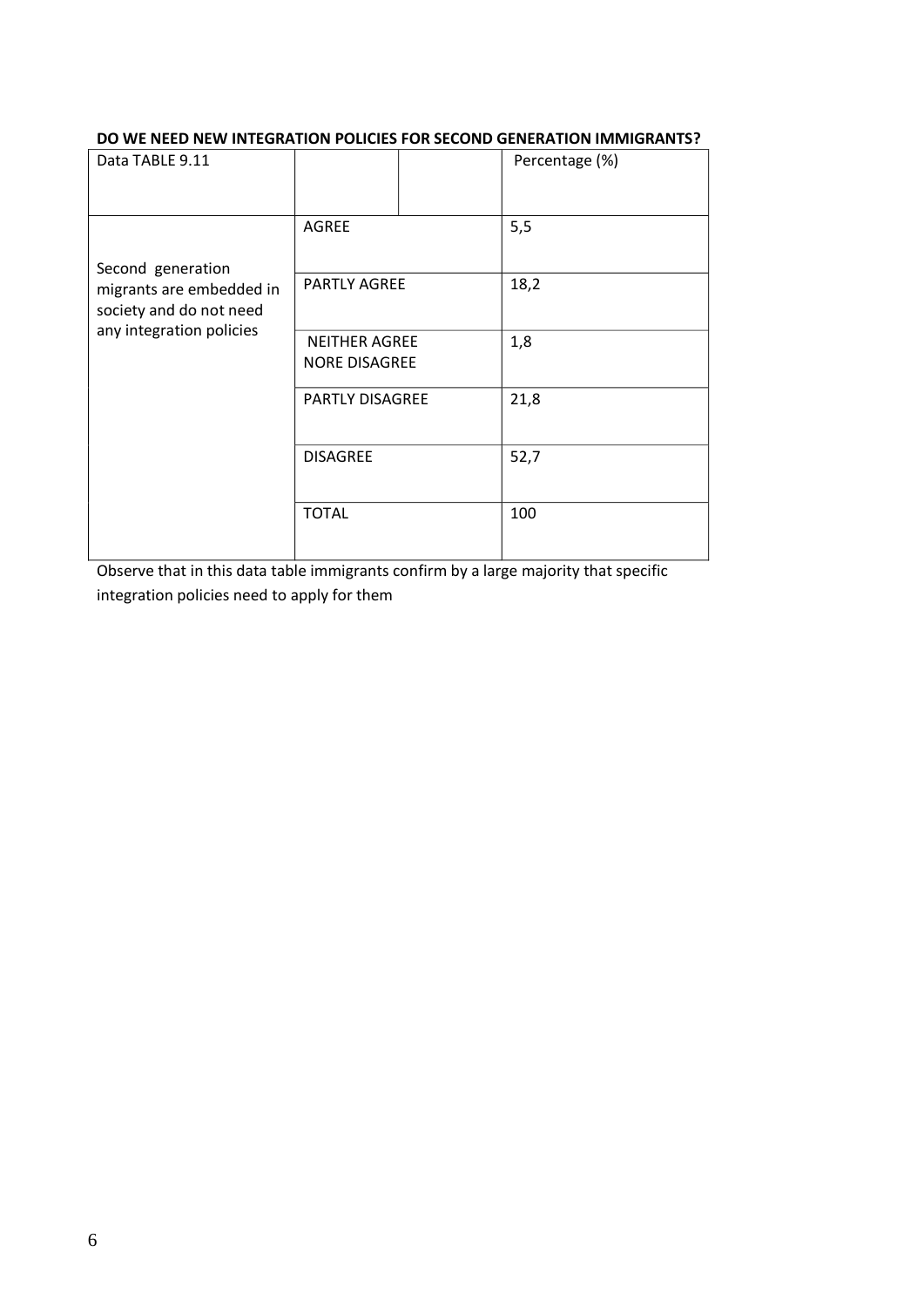**DO WE NEED NEW INTEGRATION POLICIES FOR SECOND GENERATION IMMIGRANTS?**

| Data TABLE 9.11 | | | Percentage (%) |
|---|---|---|---|
| Second generation migrants are embedded in society and do not need any integration policies | AGREE | | 5,5 |
| | PARTLY AGREE | | 18,2 |
| | NEITHER AGREE NORE DISAGREE | | 1,8 |
| | PARTLY DISAGREE | | 21,8 |
| | DISAGREE | | 52,7 |
| | TOTAL | | 100 |

Observe that in this data table immigrants confirm by a large majority that specific integration policies need to apply for them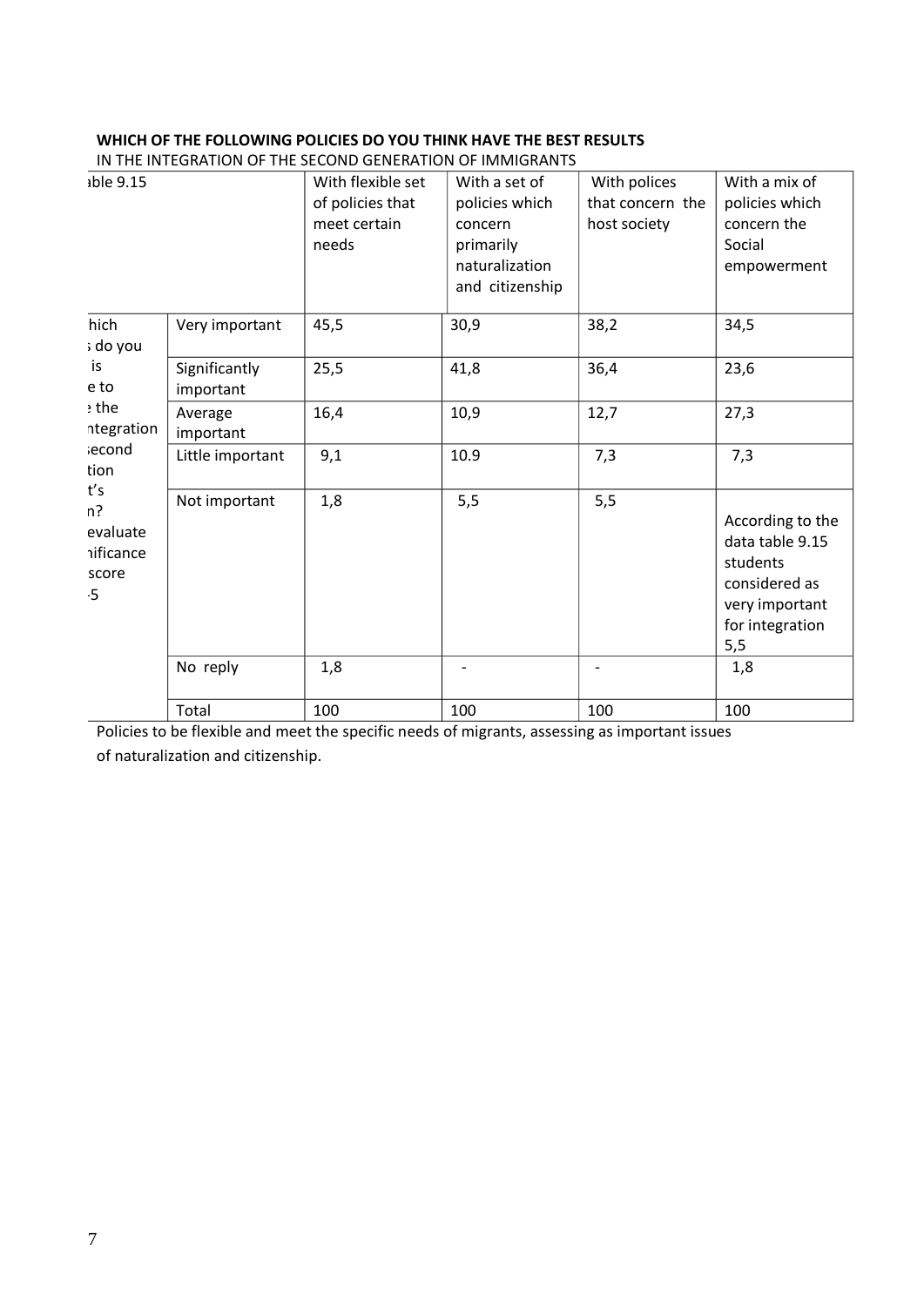**WHICH OF THE FOLLOWING POLICIES DO YOU THINK HAVE THE BEST RESULTS**

IN THE INTEGRATION OF THE SECOND GENERATION OF IMMIGRANTS

| able 9.15 | | With flexible set of policies that meet certain needs | With a set of policies which concern primarily naturalization and citizenship | With polices that concern the host society | With a mix of policies which concern the Social empowerment |
|---|---|---|---|---|---|
| hich ; do you is e to ; the ntegration ;econd tion t's n? evaluate nificance score -5 | Very important | 45,5 | 30,9 | 38,2 | 34,5 |
| | Significantly important | 25,5 | 41,8 | 36,4 | 23,6 |
| | Average important | 16,4 | 10,9 | 12,7 | 27,3 |
| | Little important | 9,1 | 10.9 | 7,3 | 7,3 |
| | Not important | 1,8 | 5,5 | 5,5 | According to the data table 9.15 students considered as very important for integration 5,5 |
| | No reply | 1,8 | - | - | 1,8 |
| | Total | 100 | 100 | 100 | 100 |

Policies to be flexible and meet the specific needs of migrants, assessing as important issues of naturalization and citizenship.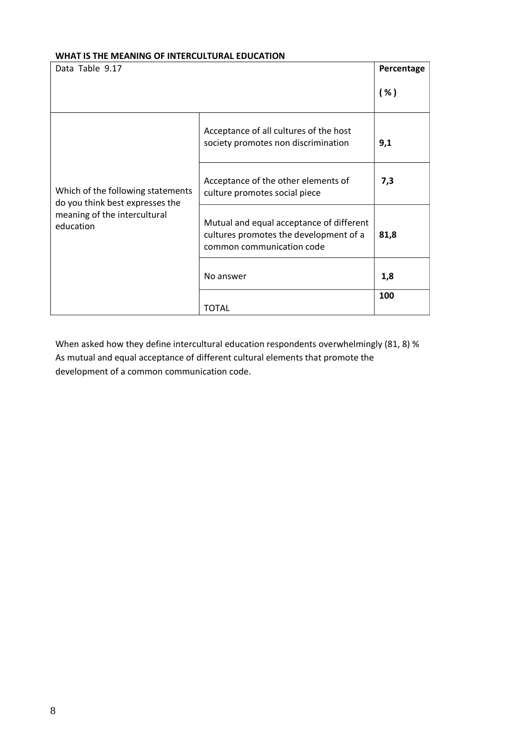**WHAT IS THE MEANING OF INTERCULTURAL EDUCATION**

| Data Table 9.17 | | Percentage (%) |
|---|---|---|
| Which of the following statements do you think best expresses the meaning of the intercultural education | Acceptance of all cultures of the host society promotes non discrimination | **9,1** |
| | Acceptance of the other elements of culture promotes social piece | **7,3** |
| | Mutual and equal acceptance of different cultures promotes the development of a common communication code | **81,8** |
| | No answer | **1,8** |
| | TOTAL | **100** |

When asked how they define intercultural education respondents overwhelmingly (81, 8) % As mutual and equal acceptance of different cultural elements that promote the development of a common communication code.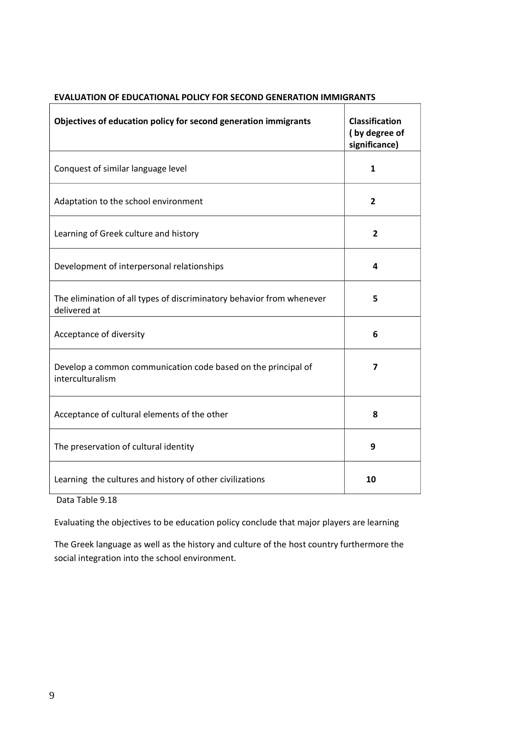**EVALUATION OF EDUCATIONAL POLICY FOR SECOND GENERATION IMMIGRANTS**

| **Objectives of education policy for second generation immigrants** | **Classification ( by degree of significance)** |
|---|---|
| Conquest of similar language level | **1** |
| Adaptation to the school environment | **2** |
| Learning of Greek culture and history | **2** |
| Development of interpersonal relationships | **4** |
| The elimination of all types of discriminatory behavior from whenever delivered at | **5** |
| Acceptance of diversity | **6** |
| Develop a common communication code based on the principal of interculturalism | **7** |
| Acceptance of cultural elements of the other | **8** |
| The preservation of cultural identity | **9** |
| Learning the cultures and history of other civilizations | **10** |

Data Table 9.18

Evaluating the objectives to be education policy conclude that major players are learning

The Greek language as well as the history and culture of the host country furthermore the social integration into the school environment.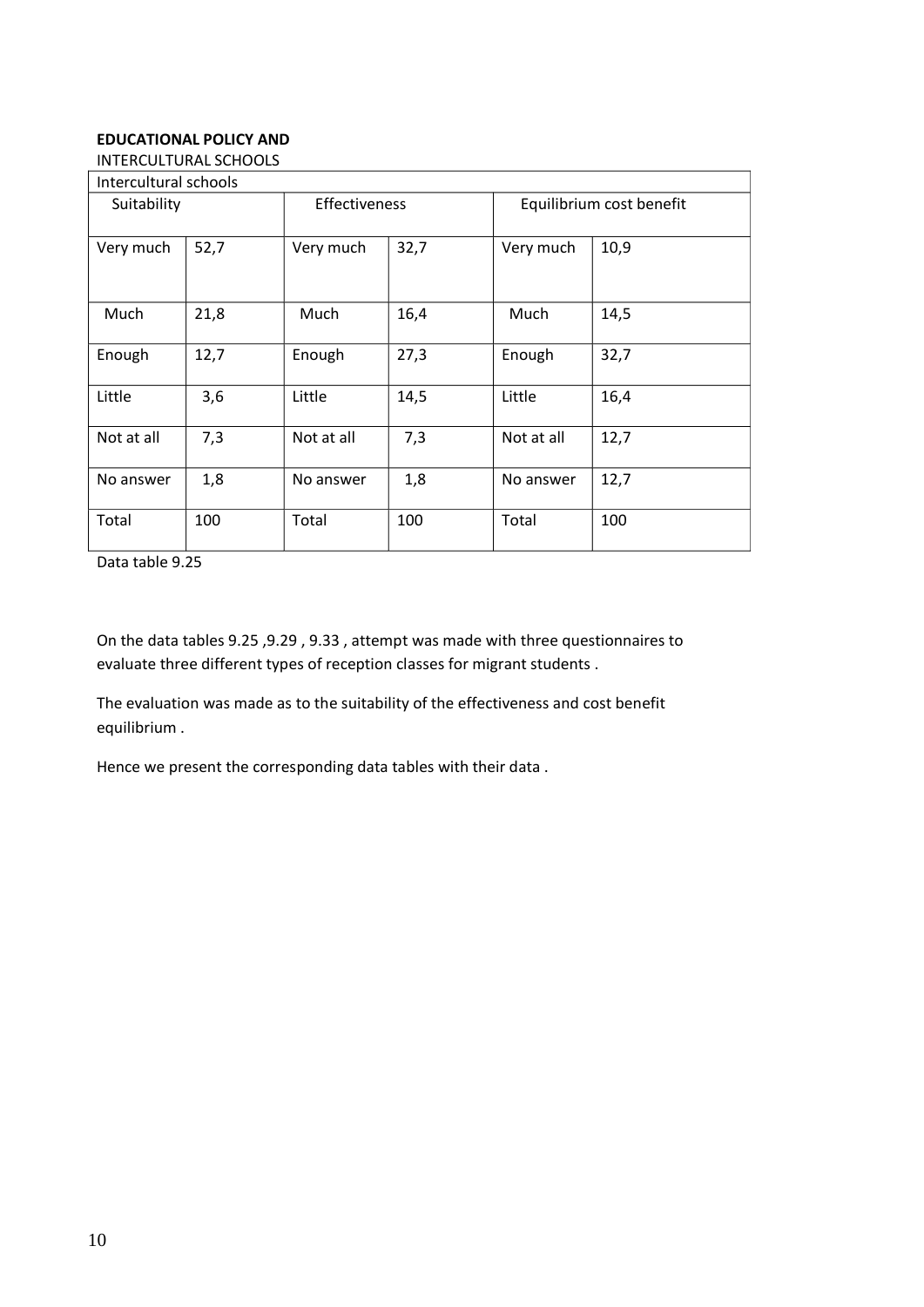**EDUCATIONAL POLICY AND**

INTERCULTURAL SCHOOLS

| Intercultural schools | | | | | |
|---|---|---|---|---|---|
| Suitability | | Effectiveness | | Equilibrium cost benefit | |
| Very much | 52,7 | Very much | 32,7 | Very much | 10,9 |
| Much | 21,8 | Much | 16,4 | Much | 14,5 |
| Enough | 12,7 | Enough | 27,3 | Enough | 32,7 |
| Little | 3,6 | Little | 14,5 | Little | 16,4 |
| Not at all | 7,3 | Not at all | 7,3 | Not at all | 12,7 |
| No answer | 1,8 | No answer | 1,8 | No answer | 12,7 |
| Total | 100 | Total | 100 | Total | 100 |

Data table 9.25

On the data tables 9.25 ,9.29 , 9.33 , attempt was made with three questionnaires to evaluate three different types of reception classes for migrant students .

The evaluation was made as to the suitability of the effectiveness and cost benefit equilibrium .

Hence we present the corresponding data tables with their data .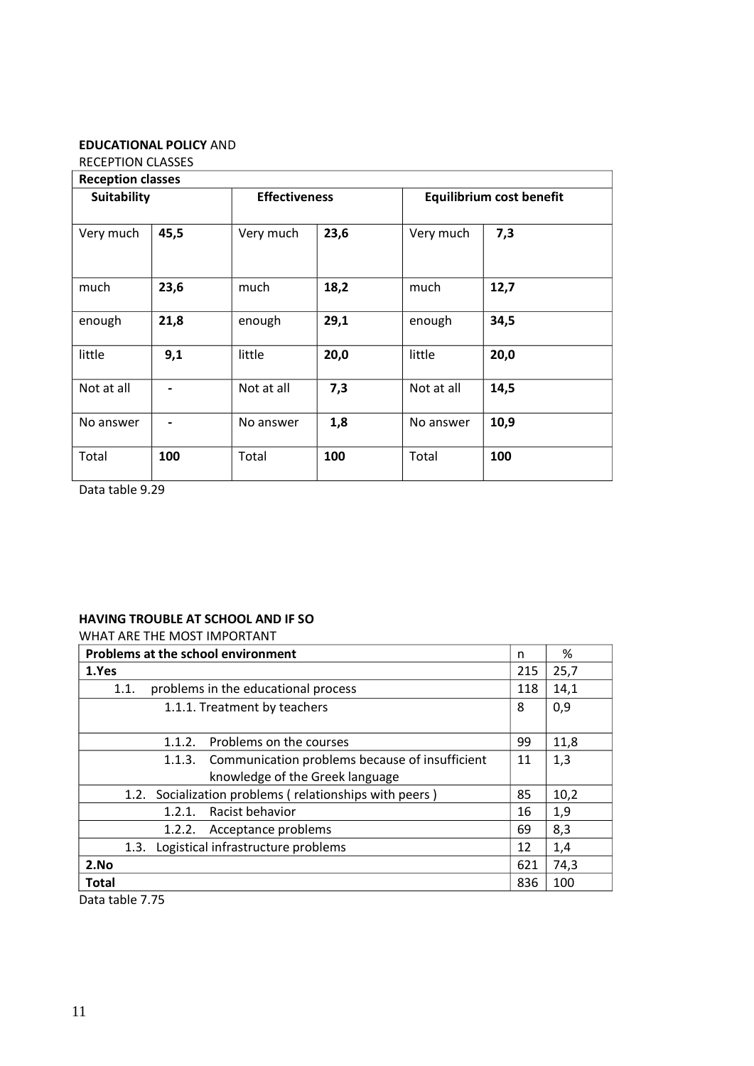**EDUCATIONAL POLICY** AND
RECEPTION CLASSES

| **Reception classes** | | | | | |
|---|---|---|---|---|---|
| **Suitability** | | **Effectiveness** | | **Equilibrium cost benefit** | |
| Very much | **45,5** | Very much | **23,6** | Very much | **7,3** |
| much | **23,6** | much | **18,2** | much | **12,7** |
| enough | **21,8** | enough | **29,1** | enough | **34,5** |
| little | **9,1** | little | **20,0** | little | **20,0** |
| Not at all | **-** | Not at all | **7,3** | Not at all | **14,5** |
| No answer | **-** | No answer | **1,8** | No answer | **10,9** |
| Total | **100** | Total | **100** | Total | **100** |

Data table 9.29

**HAVING TROUBLE AT SCHOOL AND IF SO**
WHAT ARE THE MOST IMPORTANT

| **Problems at the school environment** | n | % |
|---|---|---|
| **1.Yes** | 215 | 25,7 |
| 1.1. problems in the educational process | 118 | 14,1 |
| 1.1.1. Treatment by teachers | 8 | 0,9 |
| 1.1.2. Problems on the courses | 99 | 11,8 |
| 1.1.3. Communication problems because of insufficient knowledge of the Greek language | 11 | 1,3 |
| 1.2. Socialization problems ( relationships with peers ) | 85 | 10,2 |
| 1.2.1. Racist behavior | 16 | 1,9 |
| 1.2.2. Acceptance problems | 69 | 8,3 |
| 1.3. Logistical infrastructure problems | 12 | 1,4 |
| **2.No** | 621 | 74,3 |
| **Total** | 836 | 100 |

Data table 7.75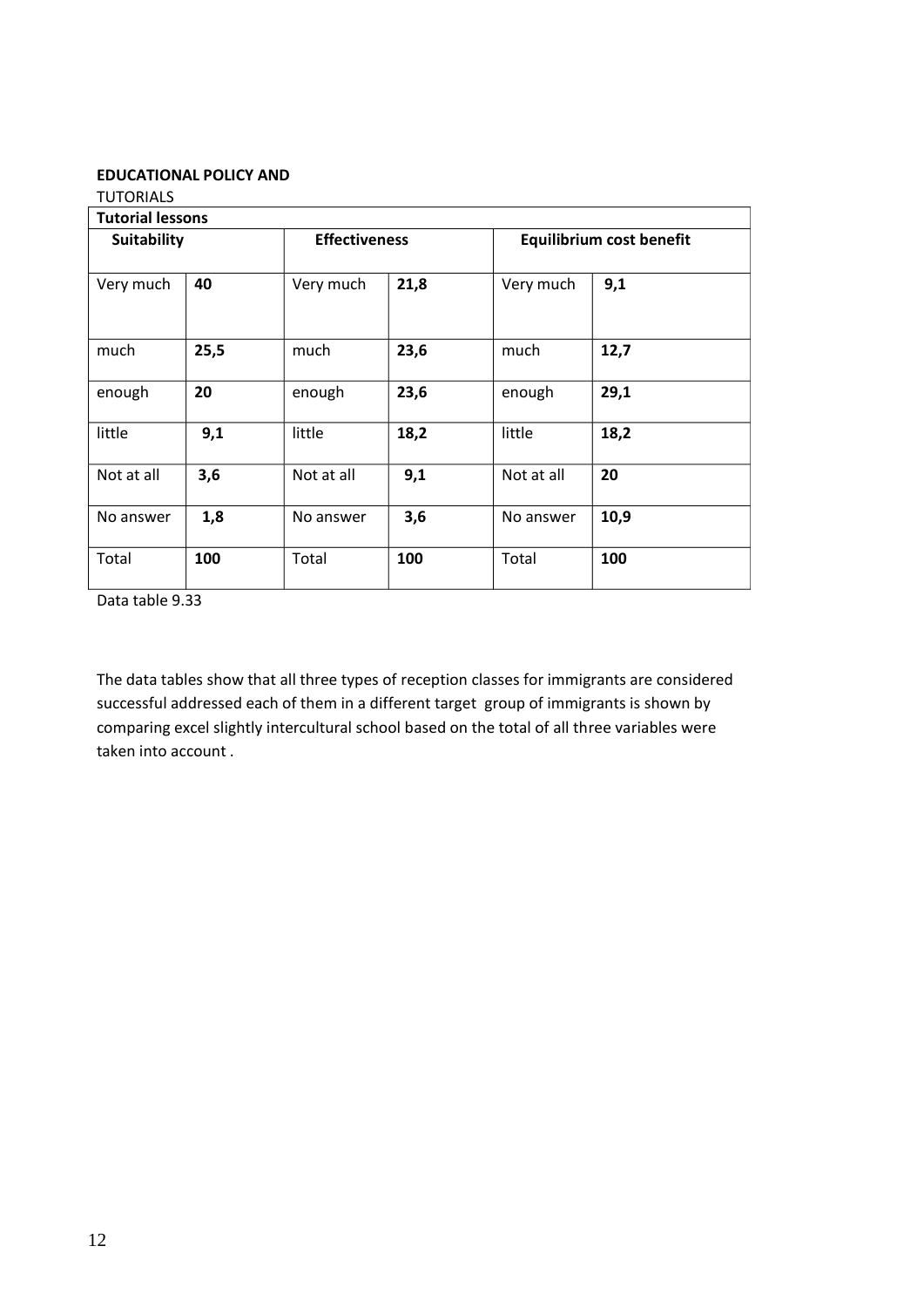**EDUCATIONAL POLICY AND**

TUTORIALS

| **Tutorial lessons** | | | | | |
|---|---|---|---|---|---|
| **Suitability** | | **Effectiveness** | | **Equilibrium cost benefit** | |
| Very much | **40** | Very much | **21,8** | Very much | **9,1** |
| much | **25,5** | much | **23,6** | much | **12,7** |
| enough | **20** | enough | **23,6** | enough | **29,1** |
| little | **9,1** | little | **18,2** | little | **18,2** |
| Not at all | **3,6** | Not at all | **9,1** | Not at all | **20** |
| No answer | **1,8** | No answer | **3,6** | No answer | **10,9** |
| Total | **100** | Total | **100** | Total | **100** |

Data table 9.33

The data tables show that all three types of reception classes for immigrants are considered successful addressed each of them in a different target group of immigrants is shown by comparing excel slightly intercultural school based on the total of all three variables were taken into account .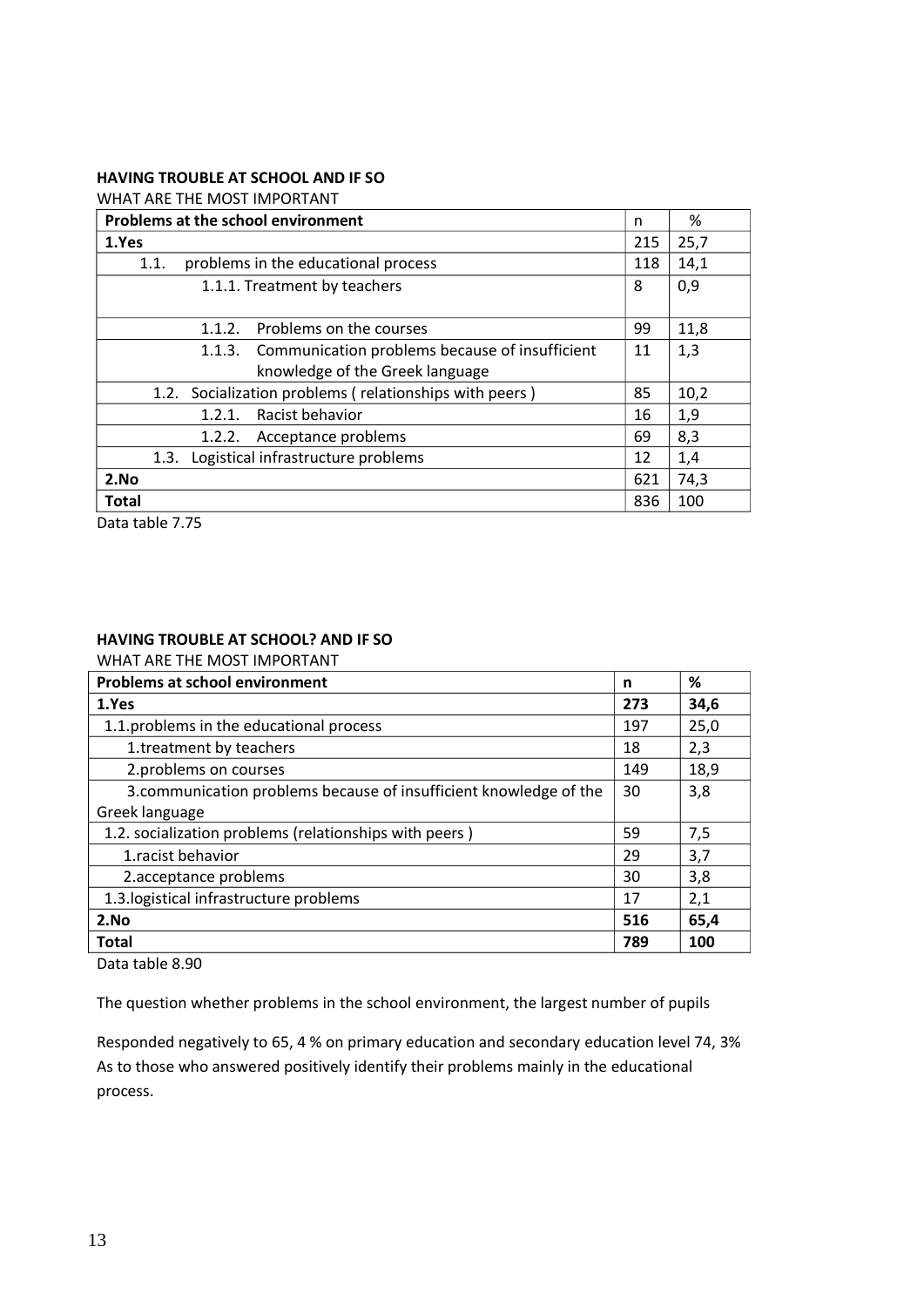**HAVING TROUBLE AT SCHOOL AND IF SO**

WHAT ARE THE MOST IMPORTANT

| Problems at the school environment | n | % |
|---|---|---|
| **1.Yes** | 215 | 25,7 |
| 1.1. problems in the educational process | 118 | 14,1 |
| 1.1.1. Treatment by teachers | 8 | 0,9 |
| 1.1.2. Problems on the courses | 99 | 11,8 |
| 1.1.3. Communication problems because of insufficient knowledge of the Greek language | 11 | 1,3 |
| 1.2. Socialization problems ( relationships with peers ) | 85 | 10,2 |
| 1.2.1. Racist behavior | 16 | 1,9 |
| 1.2.2. Acceptance problems | 69 | 8,3 |
| 1.3. Logistical infrastructure problems | 12 | 1,4 |
| **2.No** | 621 | 74,3 |
| **Total** | 836 | 100 |

Data table 7.75

**HAVING TROUBLE AT SCHOOL? AND IF SO**

WHAT ARE THE MOST IMPORTANT

| Problems at school environment | n | % |
|---|---|---|
| **1.Yes** | **273** | **34,6** |
| 1.1.problems in the educational process | 197 | 25,0 |
| 1.treatment by teachers | 18 | 2,3 |
| 2.problems on courses | 149 | 18,9 |
| 3.communication problems because of insufficient knowledge of the Greek language | 30 | 3,8 |
| 1.2. socialization problems (relationships with peers ) | 59 | 7,5 |
| 1.racist behavior | 29 | 3,7 |
| 2.acceptance problems | 30 | 3,8 |
| 1.3.logistical infrastructure problems | 17 | 2,1 |
| **2.No** | **516** | **65,4** |
| **Total** | **789** | **100** |

Data table 8.90

The question whether problems in the school environment, the largest number of pupils

Responded negatively to 65, 4 % on primary education and secondary education level 74, 3% As to those who answered positively identify their problems mainly in the educational process.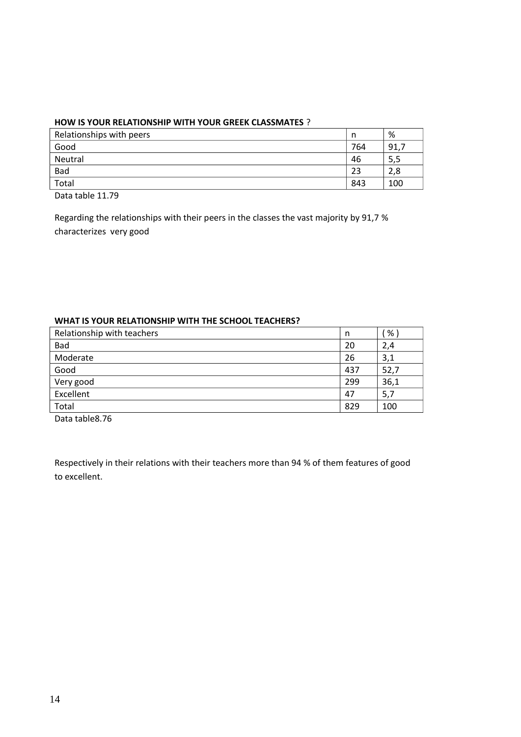**HOW IS YOUR RELATIONSHIP WITH YOUR GREEK CLASSMATES** ?

| Relationships with peers | n | % |
|---|---|---|
| Good | 764 | 91,7 |
| Neutral | 46 | 5,5 |
| Bad | 23 | 2,8 |
| Total | 843 | 100 |

Data table 11.79

Regarding the relationships with their peers in the classes the vast majority by 91,7 % characterizes very good

**WHAT IS YOUR RELATIONSHIP WITH THE SCHOOL TEACHERS?**

| Relationship with teachers | n | ( % ) |
|---|---|---|
| Bad | 20 | 2,4 |
| Moderate | 26 | 3,1 |
| Good | 437 | 52,7 |
| Very good | 299 | 36,1 |
| Excellent | 47 | 5,7 |
| Total | 829 | 100 |

Data table8.76

Respectively in their relations with their teachers more than 94 % of them features of good to excellent.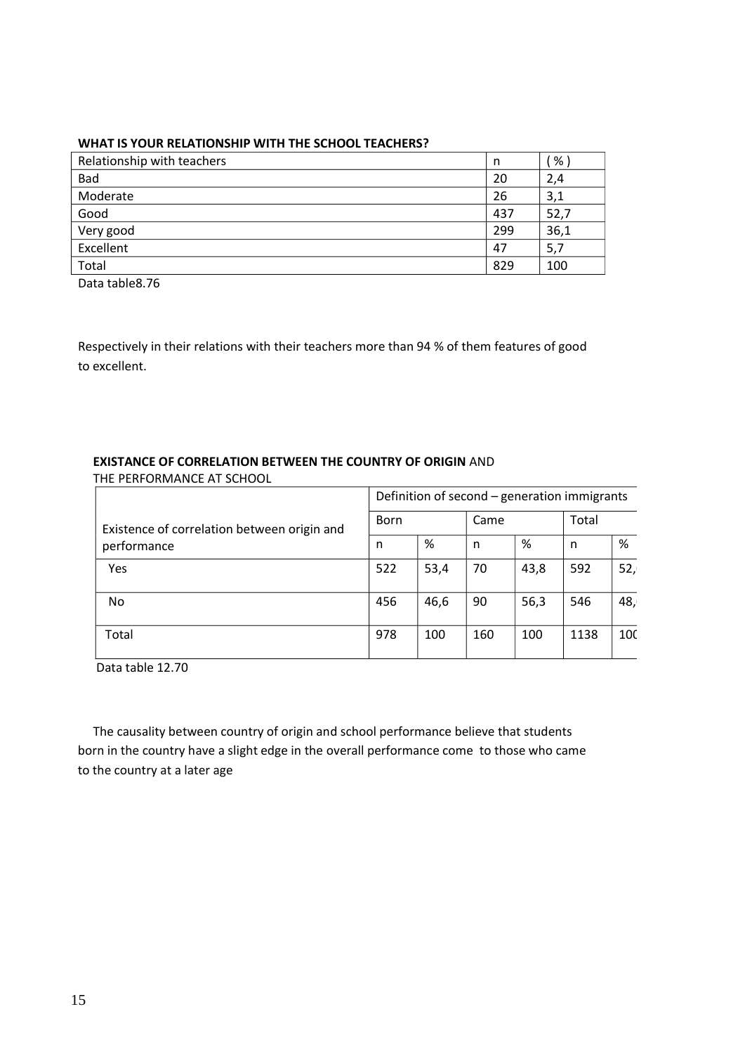**WHAT IS YOUR RELATIONSHIP WITH THE SCHOOL TEACHERS?**

| Relationship with teachers | n | ( % ) |
|---|---|---|
| Bad | 20 | 2,4 |
| Moderate | 26 | 3,1 |
| Good | 437 | 52,7 |
| Very good | 299 | 36,1 |
| Excellent | 47 | 5,7 |
| Total | 829 | 100 |

Data table8.76

Respectively in their relations with their teachers more than 94 % of them features of good to excellent.

**EXISTANCE OF CORRELATION BETWEEN THE COUNTRY OF ORIGIN** AND THE PERFORMANCE AT SCHOOL

| Existence of correlation between origin and performance | Definition of second – generation immigrants | | | | | |
|---|---|---|---|---|---|---|
| | Born | | Came | | Total | |
| | n | % | n | % | n | % |
| Yes | 522 | 53,4 | 70 | 43,8 | 592 | 52, |
| No | 456 | 46,6 | 90 | 56,3 | 546 | 48, |
| Total | 978 | 100 | 160 | 100 | 1138 | 10( |

Data table 12.70

The causality between country of origin and school performance believe that students born in the country have a slight edge in the overall performance come to those who came to the country at a later age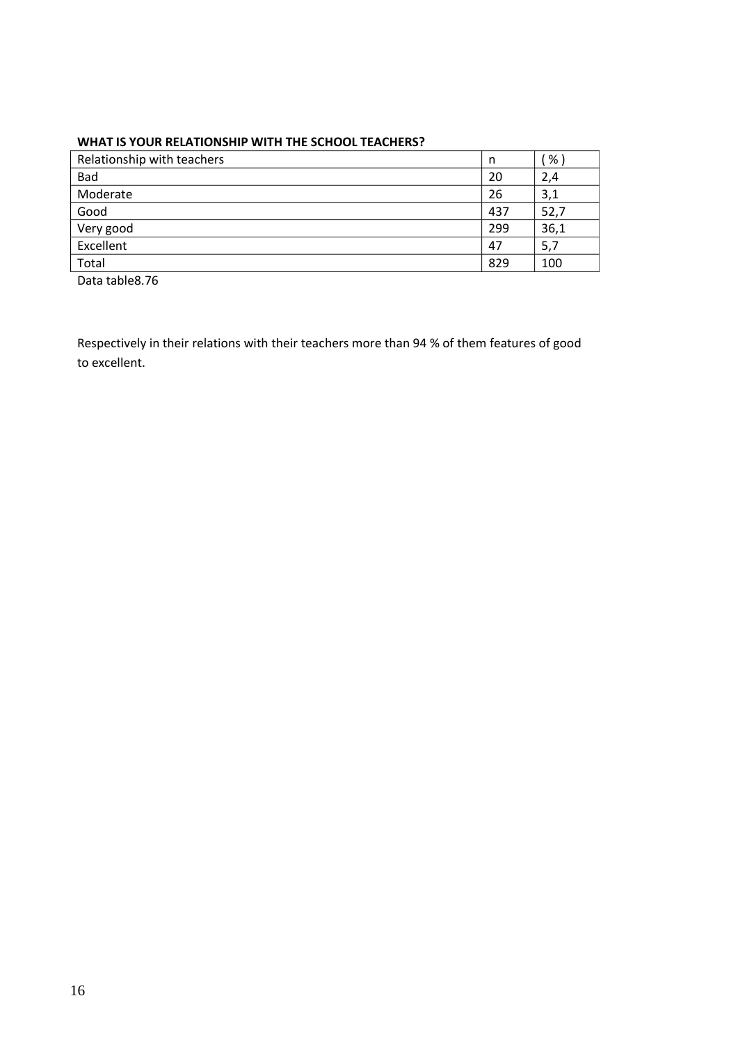**WHAT IS YOUR RELATIONSHIP WITH THE SCHOOL TEACHERS?**

| Relationship with teachers | n | ( % ) |
|---|---|---|
| Bad | 20 | 2,4 |
| Moderate | 26 | 3,1 |
| Good | 437 | 52,7 |
| Very good | 299 | 36,1 |
| Excellent | 47 | 5,7 |
| Total | 829 | 100 |

Data table8.76

Respectively in their relations with their teachers more than 94 % of them features of good to excellent.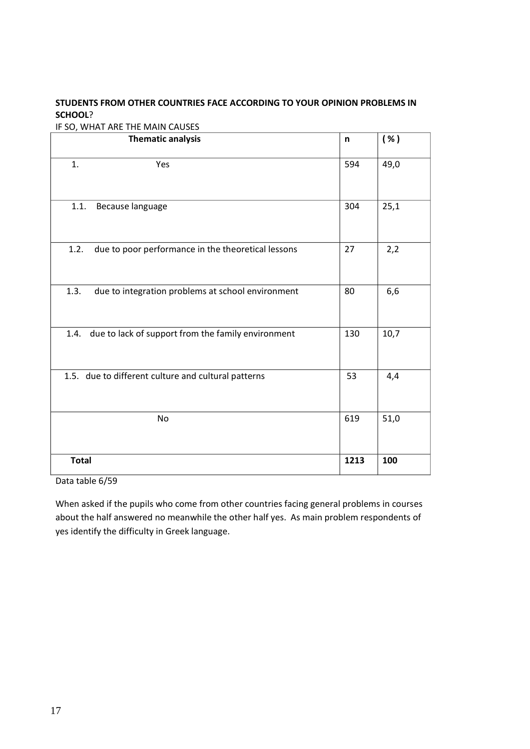**STUDENTS FROM OTHER COUNTRIES FACE ACCORDING TO YOUR OPINION PROBLEMS IN SCHOOL**?

IF SO, WHAT ARE THE MAIN CAUSES

| Thematic analysis | n | ( % ) |
|---|---|---|
| 1. Yes | 594 | 49,0 |
| 1.1. Because language | 304 | 25,1 |
| 1.2. due to poor performance in the theoretical lessons | 27 | 2,2 |
| 1.3. due to integration problems at school environment | 80 | 6,6 |
| 1.4. due to lack of support from the family environment | 130 | 10,7 |
| 1.5. due to different culture and cultural patterns | 53 | 4,4 |
| No | 619 | 51,0 |
| **Total** | **1213** | **100** |

Data table 6/59

When asked if the pupils who come from other countries facing general problems in courses about the half answered no meanwhile the other half yes. As main problem respondents of yes identify the difficulty in Greek language.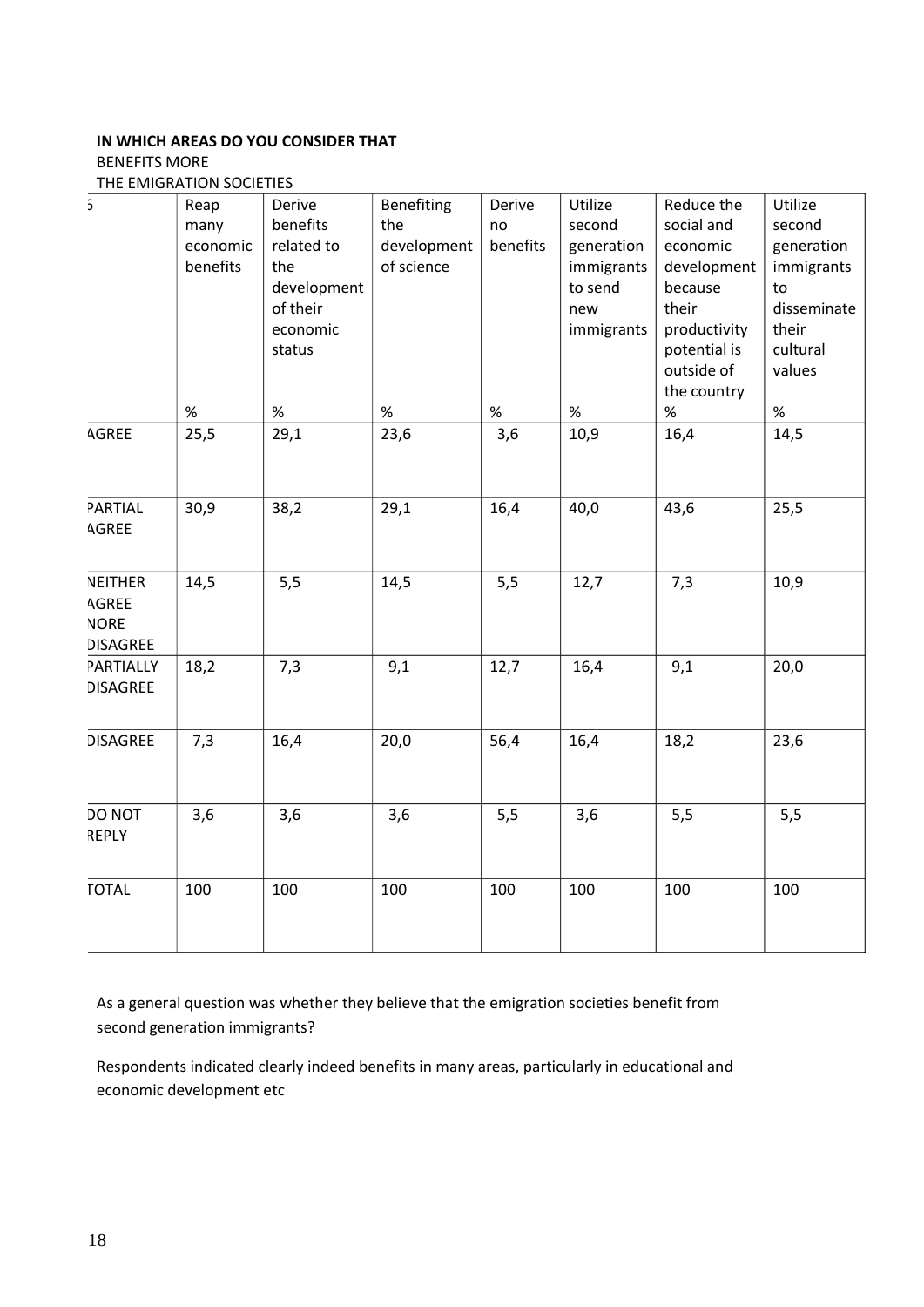**IN WHICH AREAS DO YOU CONSIDER THAT**

BENEFITS MORE

THE EMIGRATION SOCIETIES

| 5 | Reap many economic benefits | Derive benefits related to the development of their economic status | Benefiting the development of science | Derive no benefits | Utilize second generation immigrants to send new immigrants | Reduce the social and economic development because their productivity potential is outside of the country | Utilize second generation immigrants to disseminate their cultural values |
|---|---|---|---|---|---|---|---|
| | % | % | % | % | % | % | % |
| AGREE | 25,5 | 29,1 | 23,6 | 3,6 | 10,9 | 16,4 | 14,5 |
| PARTIAL AGREE | 30,9 | 38,2 | 29,1 | 16,4 | 40,0 | 43,6 | 25,5 |
| NEITHER AGREE NORE DISAGREE | 14,5 | 5,5 | 14,5 | 5,5 | 12,7 | 7,3 | 10,9 |
| PARTIALLY DISAGREE | 18,2 | 7,3 | 9,1 | 12,7 | 16,4 | 9,1 | 20,0 |
| DISAGREE | 7,3 | 16,4 | 20,0 | 56,4 | 16,4 | 18,2 | 23,6 |
| DO NOT REPLY | 3,6 | 3,6 | 3,6 | 5,5 | 3,6 | 5,5 | 5,5 |
| TOTAL | 100 | 100 | 100 | 100 | 100 | 100 | 100 |

As a general question was whether they believe that the emigration societies benefit from second generation immigrants?

Respondents indicated clearly indeed benefits in many areas, particularly in educational and economic development etc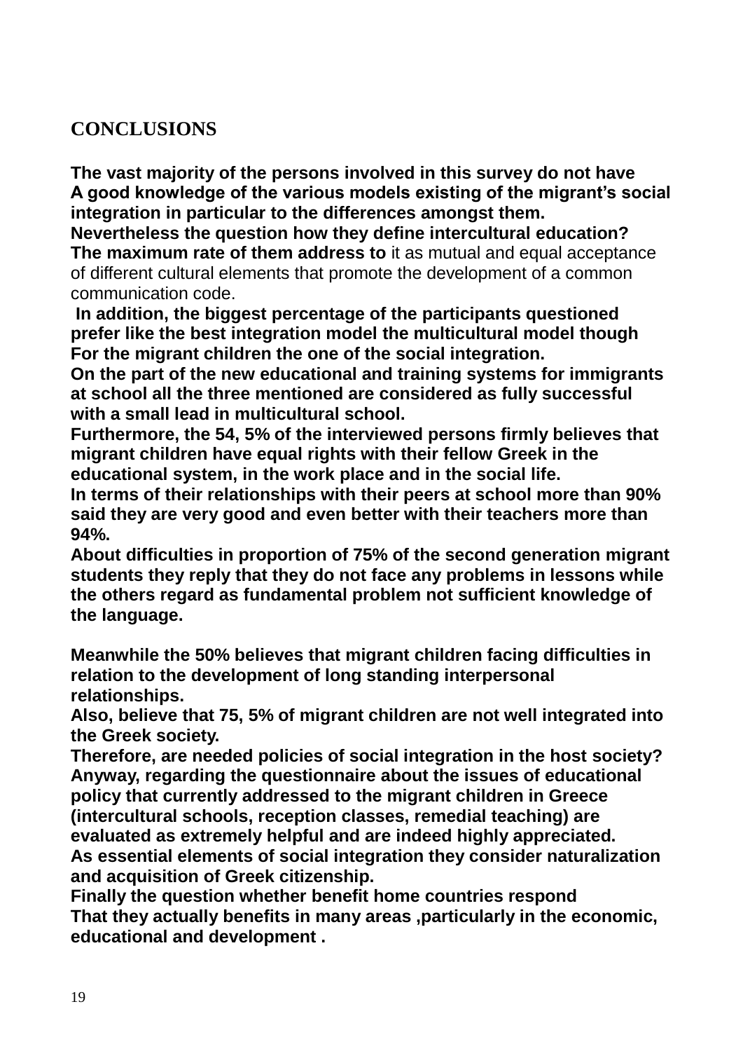## CONCLUSIONS

**The vast majority of the persons involved in this survey do not have A good knowledge of the various models existing of the migrant's social integration in particular to the differences amongst them.**

**Nevertheless the question how they define intercultural education? The maximum rate of them address to** it as mutual and equal acceptance of different cultural elements that promote the development of a common communication code.

**In addition, the biggest percentage of the participants questioned prefer like the best integration model the multicultural model though For the migrant children the one of the social integration.**

**On the part of the new educational and training systems for immigrants at school all the three mentioned are considered as fully successful with a small lead in multicultural school.**

**Furthermore, the 54, 5% of the interviewed persons firmly believes that migrant children have equal rights with their fellow Greek in the educational system, in the work place and in the social life.**

**In terms of their relationships with their peers at school more than 90% said they are very good and even better with their teachers more than 94%.**

**About difficulties in proportion of 75% of the second generation migrant students they reply that they do not face any problems in lessons while the others regard as fundamental problem not sufficient knowledge of the language.**

**Meanwhile the 50% believes that migrant children facing difficulties in relation to the development of long standing interpersonal relationships.**

**Also, believe that 75, 5% of migrant children are not well integrated into the Greek society.**

**Therefore, are needed policies of social integration in the host society?**

**Anyway, regarding the questionnaire about the issues of educational policy that currently addressed to the migrant children in Greece (intercultural schools, reception classes, remedial teaching) are evaluated as extremely helpful and are indeed highly appreciated.**

**As essential elements of social integration they consider naturalization and acquisition of Greek citizenship.**

**Finally the question whether benefit home countries respond That they actually benefits in many areas ,particularly in the economic, educational and development .**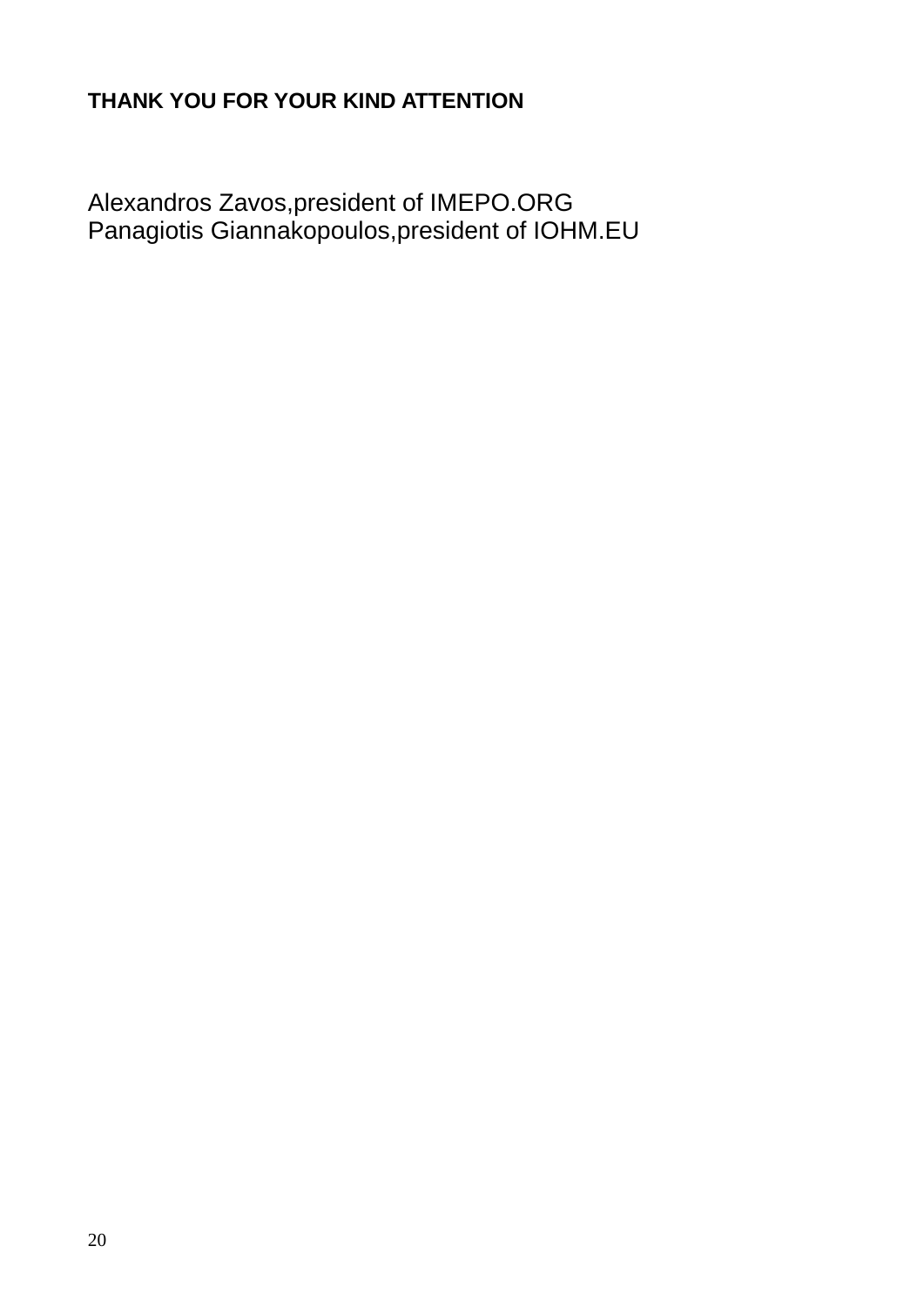**THANK YOU FOR YOUR KIND ATTENTION**

Alexandros Zavos,president of IMEPO.ORG
Panagiotis Giannakopoulos,president of IOHM.EU